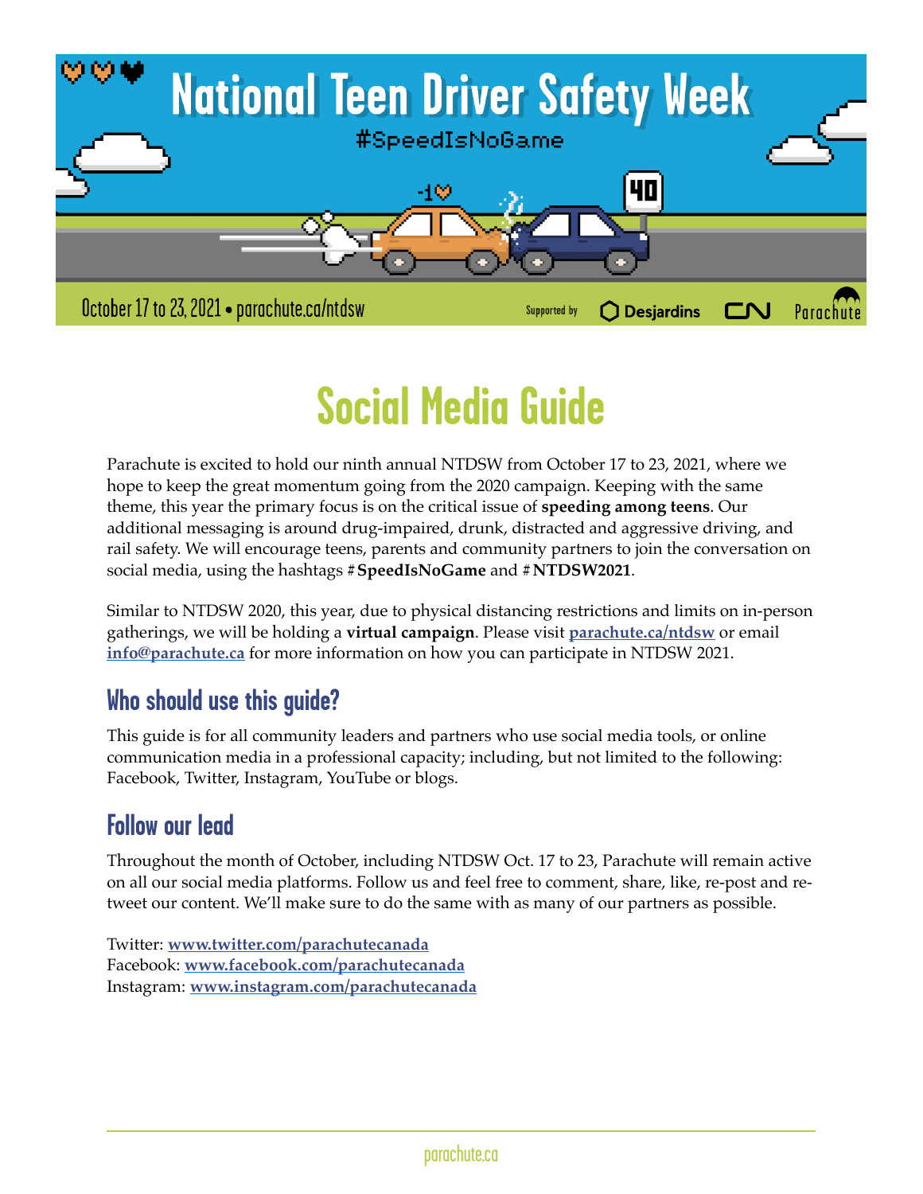# National Teen Driver Safety Week

#SpeedIsNoGame

October 17 to 23, 2021 • parachute.ca/ntdsw

Supported by Desjardins CN Parachute

# Social Media Guide

Parachute is excited to hold our ninth annual NTDSW from October 17 to 23, 2021, where we hope to keep the great momentum going from the 2020 campaign. Keeping with the same theme, this year the primary focus is on the critical issue of **speeding among teens**. Our additional messaging is around drug-impaired, drunk, distracted and aggressive driving, and rail safety. We will encourage teens, parents and community partners to join the conversation on social media, using the hashtags **#SpeedIsNoGame** and **#NTDSW2021**.

Similar to NTDSW 2020, this year, due to physical distancing restrictions and limits on in-person gatherings, we will be holding a **virtual campaign**. Please visit **parachute.ca/ntdsw** or email **info@parachute.ca** for more information on how you can participate in NTDSW 2021.

## Who should use this guide?

This guide is for all community leaders and partners who use social media tools, or online communication media in a professional capacity; including, but not limited to the following: Facebook, Twitter, Instagram, YouTube or blogs.

## Follow our lead

Throughout the month of October, including NTDSW Oct. 17 to 23, Parachute will remain active on all our social media platforms. Follow us and feel free to comment, share, like, re-post and re-tweet our content. We'll make sure to do the same with as many of our partners as possible.

Twitter: **www.twitter.com/parachutecanada**
Facebook: **www.facebook.com/parachutecanada**
Instagram: **www.instagram.com/parachutecanada**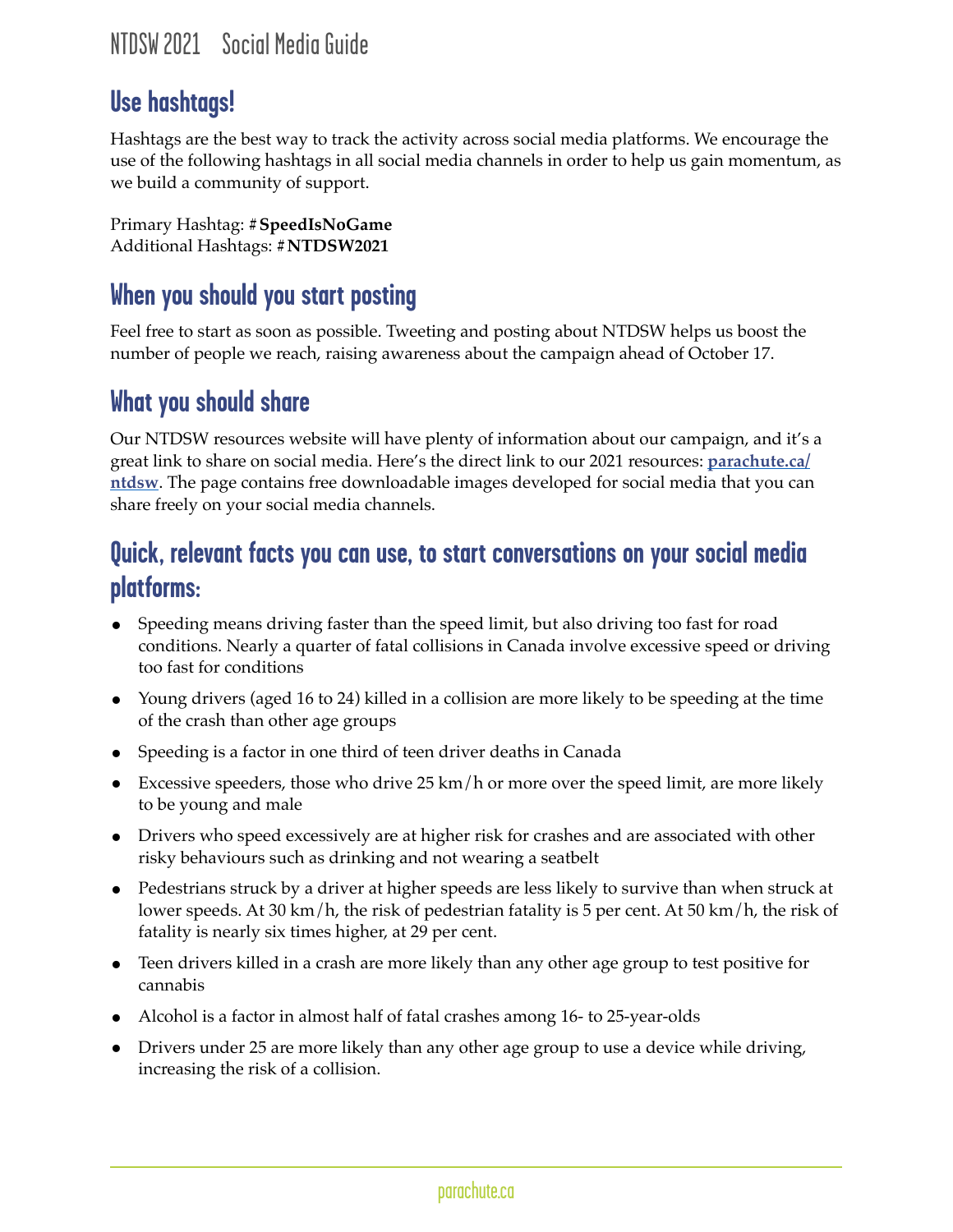## Use hashtags!

Hashtags are the best way to track the activity across social media platforms. We encourage the use of the following hashtags in all social media channels in order to help us gain momentum, as we build a community of support.

Primary Hashtag: #**SpeedIsNoGame**
Additional Hashtags: #**NTDSW2021**

## When you should you start posting

Feel free to start as soon as possible. Tweeting and posting about NTDSW helps us boost the number of people we reach, raising awareness about the campaign ahead of October 17.

## What you should share

Our NTDSW resources website will have plenty of information about our campaign, and it's a great link to share on social media. Here's the direct link to our 2021 resources: **parachute.ca/ntdsw**. The page contains free downloadable images developed for social media that you can share freely on your social media channels.

## Quick, relevant facts you can use, to start conversations on your social media platforms:

- Speeding means driving faster than the speed limit, but also driving too fast for road conditions. Nearly a quarter of fatal collisions in Canada involve excessive speed or driving too fast for conditions
- Young drivers (aged 16 to 24) killed in a collision are more likely to be speeding at the time of the crash than other age groups
- Speeding is a factor in one third of teen driver deaths in Canada
- Excessive speeders, those who drive 25 km/h or more over the speed limit, are more likely to be young and male
- Drivers who speed excessively are at higher risk for crashes and are associated with other risky behaviours such as drinking and not wearing a seatbelt
- Pedestrians struck by a driver at higher speeds are less likely to survive than when struck at lower speeds. At 30 km/h, the risk of pedestrian fatality is 5 per cent. At 50 km/h, the risk of fatality is nearly six times higher, at 29 per cent.
- Teen drivers killed in a crash are more likely than any other age group to test positive for cannabis
- Alcohol is a factor in almost half of fatal crashes among 16- to 25-year-olds
- Drivers under 25 are more likely than any other age group to use a device while driving, increasing the risk of a collision.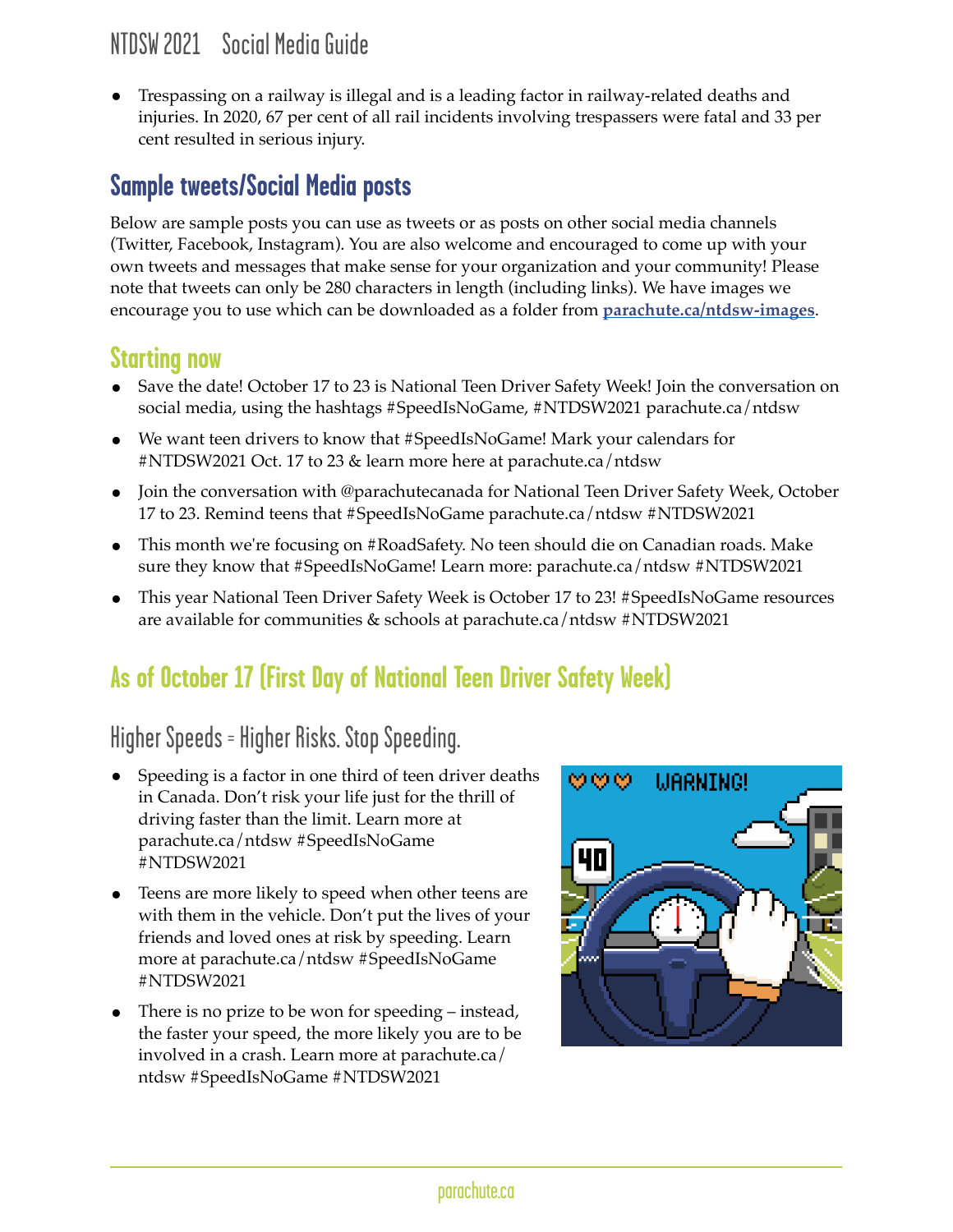- Trespassing on a railway is illegal and is a leading factor in railway-related deaths and injuries. In 2020, 67 per cent of all rail incidents involving trespassers were fatal and 33 per cent resulted in serious injury.

## Sample tweets/Social Media posts

Below are sample posts you can use as tweets or as posts on other social media channels (Twitter, Facebook, Instagram). You are also welcome and encouraged to come up with your own tweets and messages that make sense for your organization and your community! Please note that tweets can only be 280 characters in length (including links). We have images we encourage you to use which can be downloaded as a folder from **parachute.ca/ntdsw-images**.

## Starting now

- Save the date! October 17 to 23 is National Teen Driver Safety Week! Join the conversation on social media, using the hashtags #SpeedIsNoGame, #NTDSW2021 parachute.ca/ntdsw
- We want teen drivers to know that #SpeedIsNoGame! Mark your calendars for #NTDSW2021 Oct. 17 to 23 & learn more here at parachute.ca/ntdsw
- Join the conversation with @parachutecanada for National Teen Driver Safety Week, October 17 to 23. Remind teens that #SpeedIsNoGame parachute.ca/ntdsw #NTDSW2021
- This month we're focusing on #RoadSafety. No teen should die on Canadian roads. Make sure they know that #SpeedIsNoGame! Learn more: parachute.ca/ntdsw #NTDSW2021
- This year National Teen Driver Safety Week is October 17 to 23! #SpeedIsNoGame resources are available for communities & schools at parachute.ca/ntdsw #NTDSW2021

## As of October 17 (First Day of National Teen Driver Safety Week)

### Higher Speeds = Higher Risks. Stop Speeding.

- Speeding is a factor in one third of teen driver deaths in Canada. Don't risk your life just for the thrill of driving faster than the limit. Learn more at parachute.ca/ntdsw #SpeedIsNoGame #NTDSW2021
- Teens are more likely to speed when other teens are with them in the vehicle. Don't put the lives of your friends and loved ones at risk by speeding. Learn more at parachute.ca/ntdsw #SpeedIsNoGame #NTDSW2021
- There is no prize to be won for speeding – instead, the faster your speed, the more likely you are to be involved in a crash. Learn more at parachute.ca/ntdsw #SpeedIsNoGame #NTDSW2021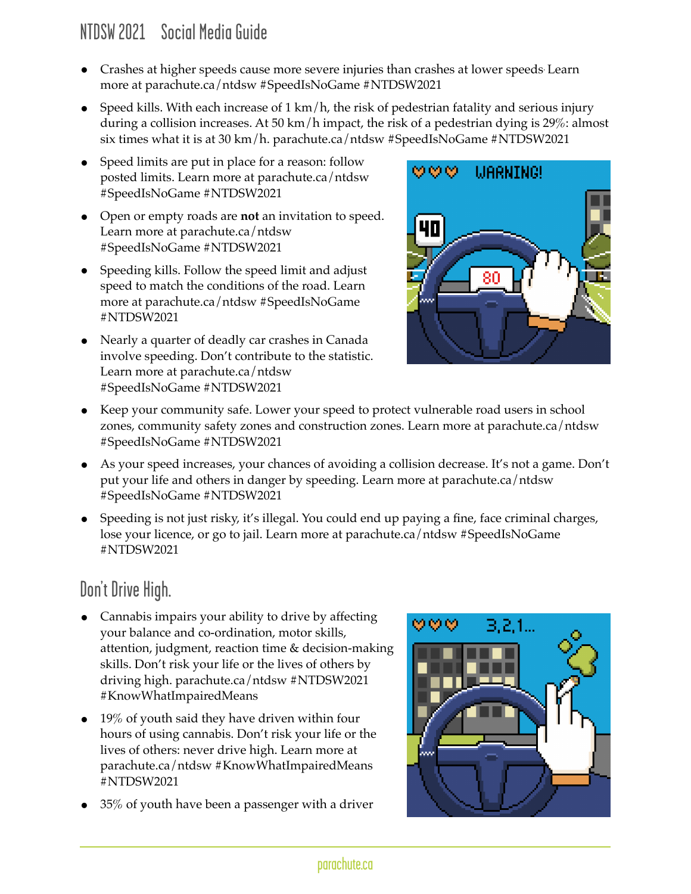- Crashes at higher speeds cause more severe injuries than crashes at lower speeds. Learn more at parachute.ca/ntdsw #SpeedIsNoGame #NTDSW2021
- Speed kills. With each increase of 1 km/h, the risk of pedestrian fatality and serious injury during a collision increases. At 50 km/h impact, the risk of a pedestrian dying is 29%: almost six times what it is at 30 km/h. parachute.ca/ntdsw #SpeedIsNoGame #NTDSW2021
- Speed limits are put in place for a reason: follow posted limits. Learn more at parachute.ca/ntdsw #SpeedIsNoGame #NTDSW2021
- Open or empty roads are **not** an invitation to speed. Learn more at parachute.ca/ntdsw #SpeedIsNoGame #NTDSW2021
- Speeding kills. Follow the speed limit and adjust speed to match the conditions of the road. Learn more at parachute.ca/ntdsw #SpeedIsNoGame #NTDSW2021
- Nearly a quarter of deadly car crashes in Canada involve speeding. Don't contribute to the statistic. Learn more at parachute.ca/ntdsw #SpeedIsNoGame #NTDSW2021
- Keep your community safe. Lower your speed to protect vulnerable road users in school zones, community safety zones and construction zones. Learn more at parachute.ca/ntdsw #SpeedIsNoGame #NTDSW2021
- As your speed increases, your chances of avoiding a collision decrease. It's not a game. Don't put your life and others in danger by speeding. Learn more at parachute.ca/ntdsw #SpeedIsNoGame #NTDSW2021
- Speeding is not just risky, it's illegal. You could end up paying a fine, face criminal charges, lose your licence, or go to jail. Learn more at parachute.ca/ntdsw #SpeedIsNoGame #NTDSW2021

## Don't Drive High.

- Cannabis impairs your ability to drive by affecting your balance and co-ordination, motor skills, attention, judgment, reaction time & decision-making skills. Don't risk your life or the lives of others by driving high. parachute.ca/ntdsw #NTDSW2021 #KnowWhatImpairedMeans
- 19% of youth said they have driven within four hours of using cannabis. Don't risk your life or the lives of others: never drive high. Learn more at parachute.ca/ntdsw #KnowWhatImpairedMeans #NTDSW2021
- 35% of youth have been a passenger with a driver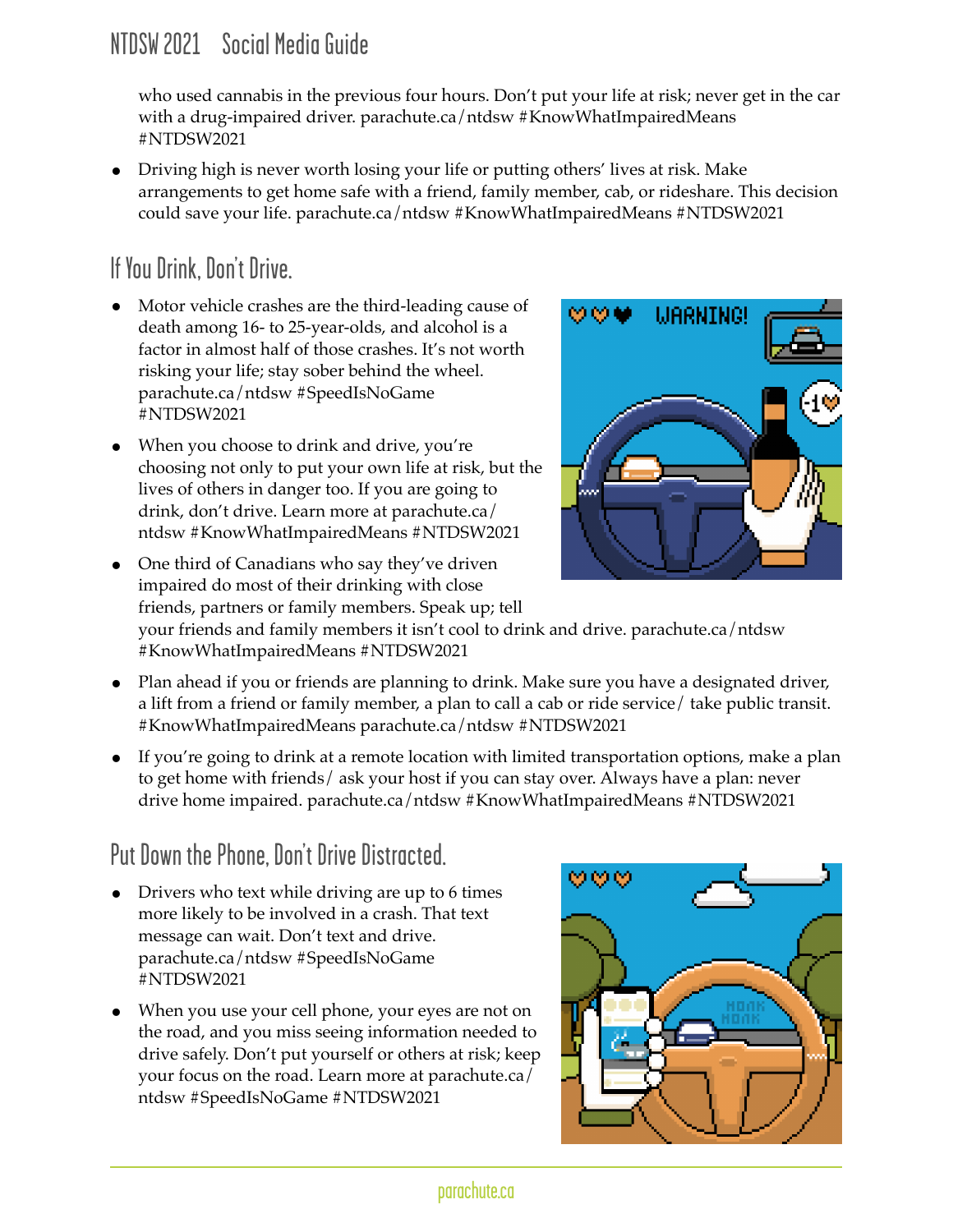who used cannabis in the previous four hours. Don't put your life at risk; never get in the car with a drug-impaired driver. parachute.ca/ntdsw #KnowWhatImpairedMeans #NTDSW2021

- Driving high is never worth losing your life or putting others' lives at risk. Make arrangements to get home safe with a friend, family member, cab, or rideshare. This decision could save your life. parachute.ca/ntdsw #KnowWhatImpairedMeans #NTDSW2021

## If You Drink, Don't Drive.

- Motor vehicle crashes are the third-leading cause of death among 16- to 25-year-olds, and alcohol is a factor in almost half of those crashes. It's not worth risking your life; stay sober behind the wheel. parachute.ca/ntdsw #SpeedIsNoGame #NTDSW2021
- When you choose to drink and drive, you're choosing not only to put your own life at risk, but the lives of others in danger too. If you are going to drink, don't drive. Learn more at parachute.ca/ntdsw #KnowWhatImpairedMeans #NTDSW2021
- One third of Canadians who say they've driven impaired do most of their drinking with close friends, partners or family members. Speak up; tell your friends and family members it isn't cool to drink and drive. parachute.ca/ntdsw #KnowWhatImpairedMeans #NTDSW2021
- Plan ahead if you or friends are planning to drink. Make sure you have a designated driver, a lift from a friend or family member, a plan to call a cab or ride service/ take public transit. #KnowWhatImpairedMeans parachute.ca/ntdsw #NTDSW2021
- If you're going to drink at a remote location with limited transportation options, make a plan to get home with friends/ ask your host if you can stay over. Always have a plan: never drive home impaired. parachute.ca/ntdsw #KnowWhatImpairedMeans #NTDSW2021

## Put Down the Phone, Don't Drive Distracted.

- Drivers who text while driving are up to 6 times more likely to be involved in a crash. That text message can wait. Don't text and drive. parachute.ca/ntdsw #SpeedIsNoGame #NTDSW2021
- When you use your cell phone, your eyes are not on the road, and you miss seeing information needed to drive safely. Don't put yourself or others at risk; keep your focus on the road. Learn more at parachute.ca/ntdsw #SpeedIsNoGame #NTDSW2021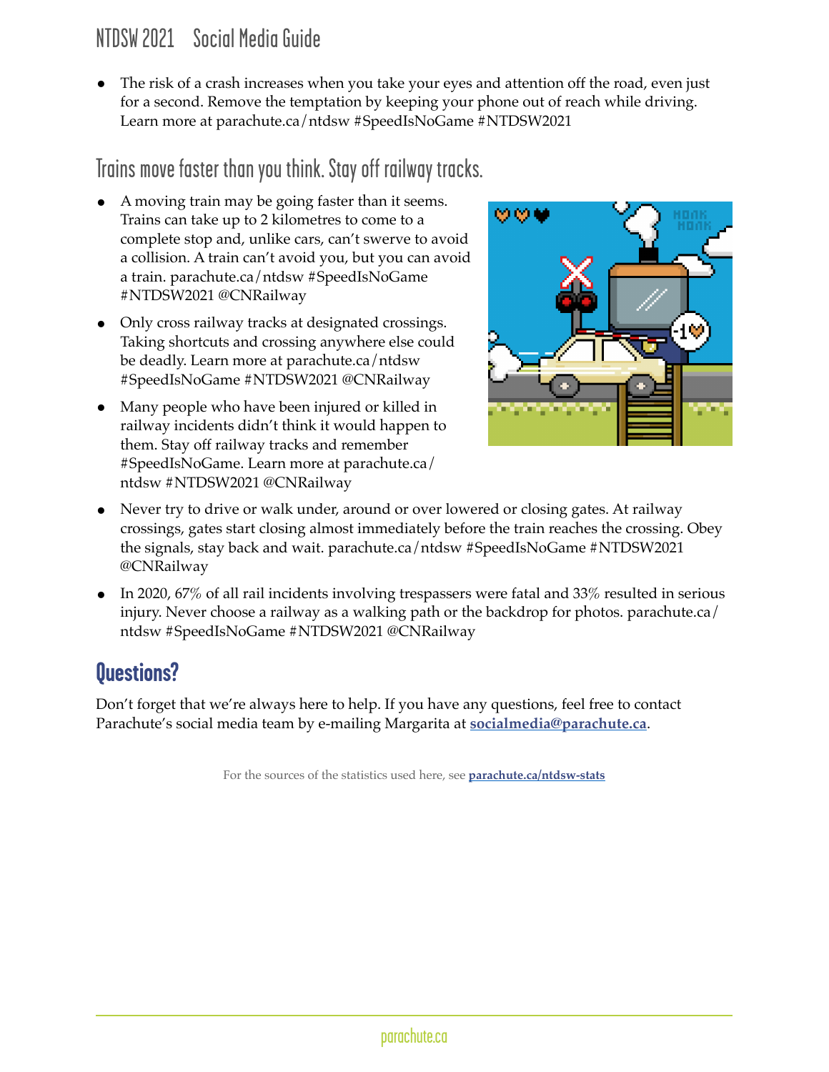- The risk of a crash increases when you take your eyes and attention off the road, even just for a second. Remove the temptation by keeping your phone out of reach while driving. Learn more at parachute.ca/ntdsw #SpeedIsNoGame #NTDSW2021

## Trains move faster than you think. Stay off railway tracks.

- A moving train may be going faster than it seems. Trains can take up to 2 kilometres to come to a complete stop and, unlike cars, can't swerve to avoid a collision. A train can't avoid you, but you can avoid a train. parachute.ca/ntdsw #SpeedIsNoGame #NTDSW2021 @CNRailway
- Only cross railway tracks at designated crossings. Taking shortcuts and crossing anywhere else could be deadly. Learn more at parachute.ca/ntdsw #SpeedIsNoGame #NTDSW2021 @CNRailway
- Many people who have been injured or killed in railway incidents didn't think it would happen to them. Stay off railway tracks and remember #SpeedIsNoGame. Learn more at parachute.ca/ntdsw #NTDSW2021 @CNRailway
- Never try to drive or walk under, around or over lowered or closing gates. At railway crossings, gates start closing almost immediately before the train reaches the crossing. Obey the signals, stay back and wait. parachute.ca/ntdsw #SpeedIsNoGame #NTDSW2021 @CNRailway
- In 2020, 67% of all rail incidents involving trespassers were fatal and 33% resulted in serious injury. Never choose a railway as a walking path or the backdrop for photos. parachute.ca/ntdsw #SpeedIsNoGame #NTDSW2021 @CNRailway

## Questions?

Don't forget that we're always here to help. If you have any questions, feel free to contact Parachute's social media team by e-mailing Margarita at **socialmedia@parachute.ca**.

For the sources of the statistics used here, see **parachute.ca/ntdsw-stats**